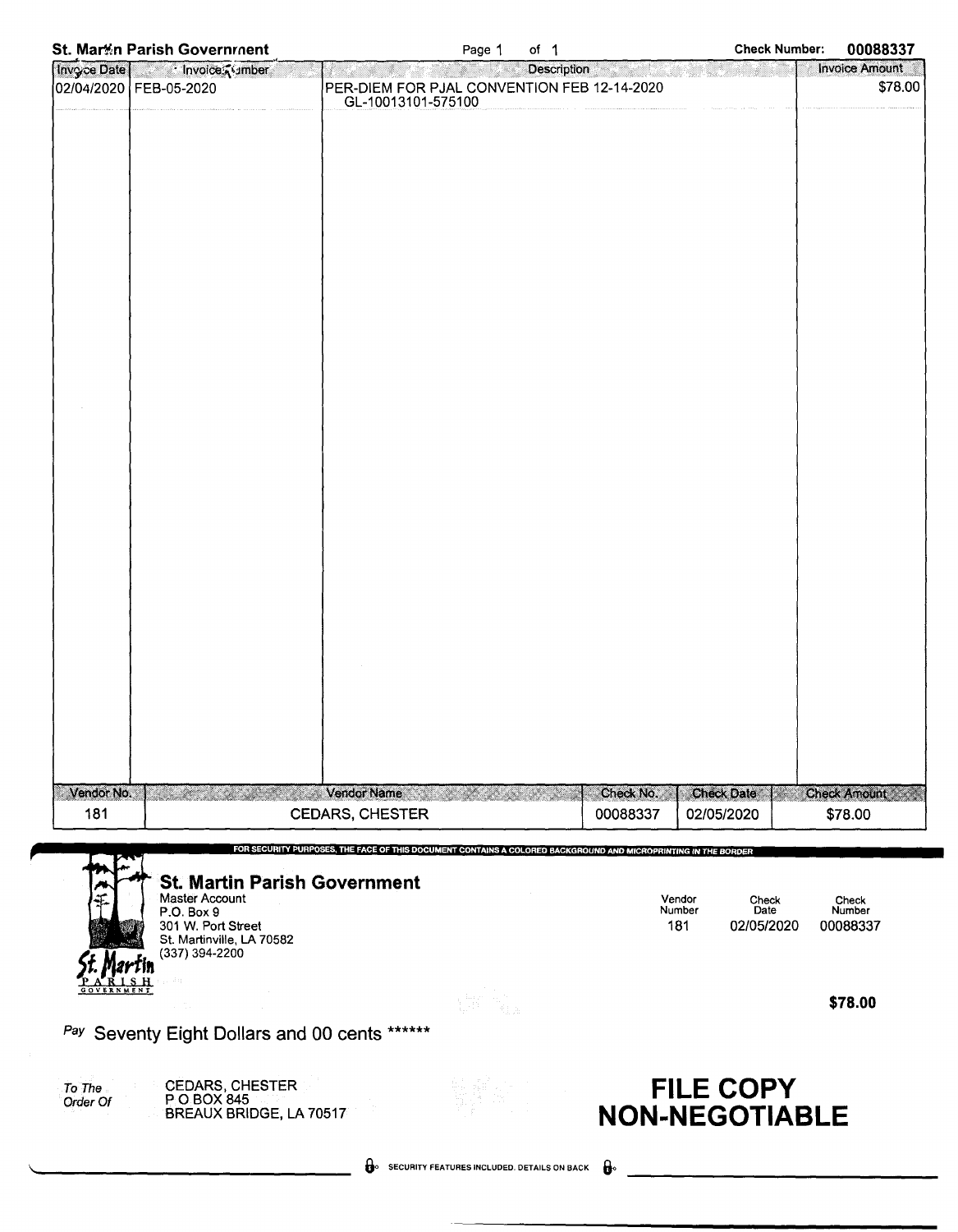**St. Martin Parish Government** | **Check Number: 00088337**

| Invoice Date | Invoice Number | Description | Invoice Amount |
|---|---|---|---|
| 02/04/2020 | FEB-05-2020 | PER-DIEM FOR PJAL CONVENTION FEB 12-14-2020<br>GL-10013101-575100 | $78.00 |

| Vendor No. | Vendor Name | Check No. | Check Date | Check Amount |
|---|---|---|---|---|
| 181 | CEDARS, CHESTER | 00088337 | 02/05/2020 | $78.00 |

FOR SECURITY PURPOSES, THE FACE OF THIS DOCUMENT CONTAINS A COLORED BACKGROUND AND MICROPRINTING IN THE BORDER

## St. Martin Parish Government

Master Account
P.O. Box 9
301 W. Port Street
St. Martinville, LA 70582
(337) 394-2200

St. Martin PARISH GOVERNMENT

| Vendor Number | Check Date | Check Number |
|---|---|---|
| 181 | 02/05/2020 | 00088337 |

**$78.00**

*Pay* Seventy Eight Dollars and 00 cents ******

*To The Order Of*
CEDARS, CHESTER
P O BOX 845
BREAUX BRIDGE, LA 70517

**FILE COPY**
**NON-NEGOTIABLE**

SECURITY FEATURES INCLUDED. DETAILS ON BACK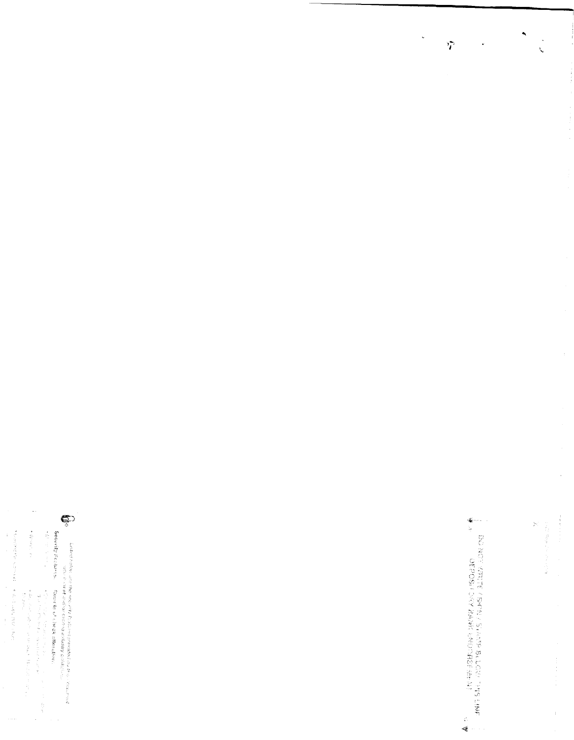DO NOT WRITE / SIGN / STAMP BELOW THIS LINE
DEPOSITORY BANK ENDORSEMENT

Listed below are the security features included in this document

Security Features — Results of check alteration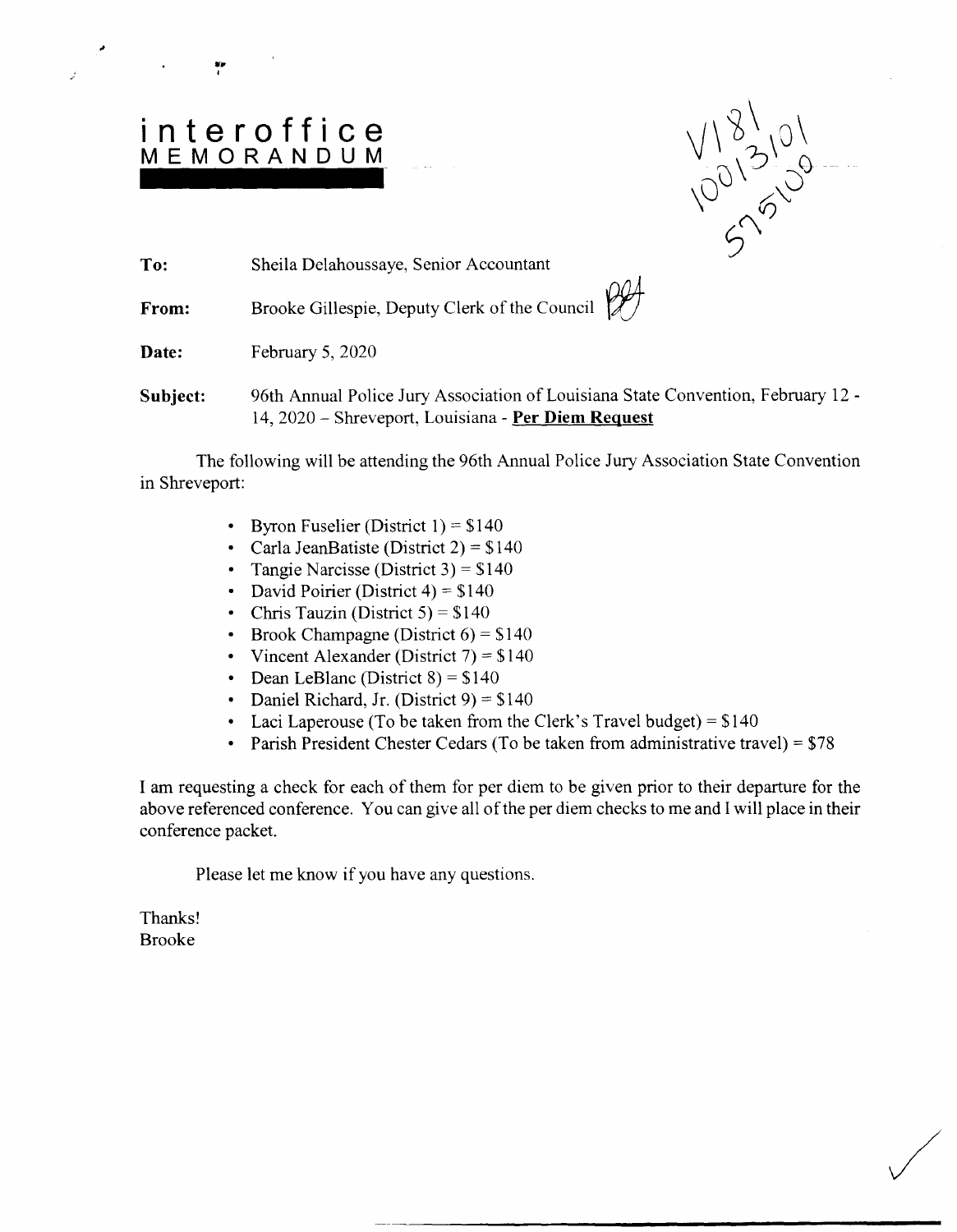# interoffice
## MEMORANDUM

V181
1001310
575100

**To:** Sheila Delahoussaye, Senior Accountant

**From:** Brooke Gillespie, Deputy Clerk of the Council BG

**Date:** February 5, 2020

**Subject:** 96th Annual Police Jury Association of Louisiana State Convention, February 12 - 14, 2020 – Shreveport, Louisiana - **Per Diem Request**

The following will be attending the 96th Annual Police Jury Association State Convention in Shreveport:

- Byron Fuselier (District 1) = $140
- Carla JeanBatiste (District 2) = $140
- Tangie Narcisse (District 3) = $140
- David Poirier (District 4) = $140
- Chris Tauzin (District 5) = $140
- Brook Champagne (District 6) = $140
- Vincent Alexander (District 7) = $140
- Dean LeBlanc (District 8) = $140
- Daniel Richard, Jr. (District 9) = $140
- Laci Laperouse (To be taken from the Clerk's Travel budget) = $140
- Parish President Chester Cedars (To be taken from administrative travel) = $78

I am requesting a check for each of them for per diem to be given prior to their departure for the above referenced conference. You can give all of the per diem checks to me and I will place in their conference packet.

Please let me know if you have any questions.

Thanks!
Brooke